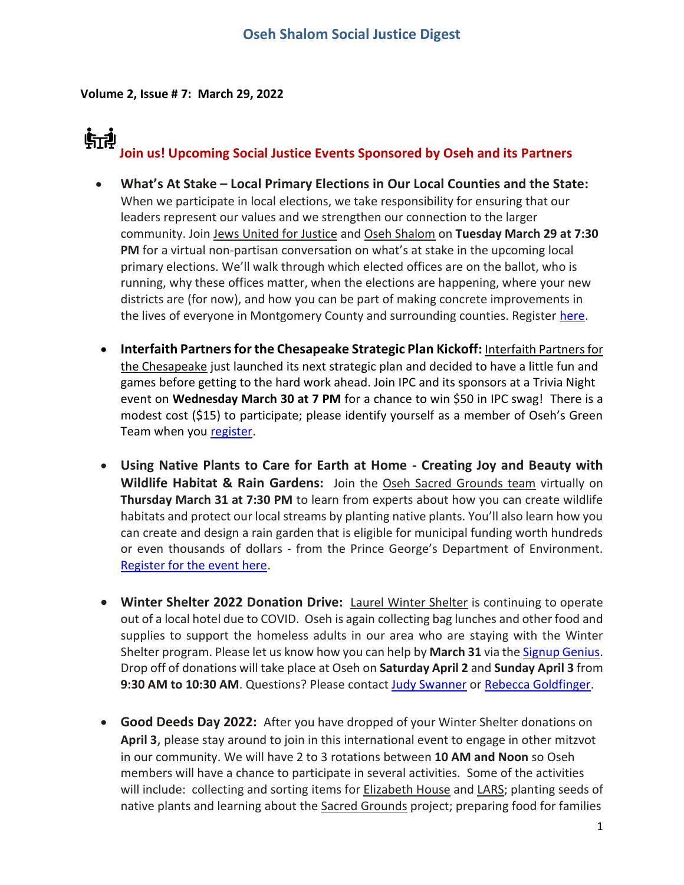# Oseh Shalom Social Justice Digest

**Volume 2, Issue # 7: March 29, 2022**

## Join us! Upcoming Social Justice Events Sponsored by Oseh and its Partners

- **What's At Stake – Local Primary Elections in Our Local Counties and the State:** When we participate in local elections, we take responsibility for ensuring that our leaders represent our values and we strengthen our connection to the larger community. Join Jews United for Justice and Oseh Shalom on **Tuesday March 29 at 7:30 PM** for a virtual non-partisan conversation on what's at stake in the upcoming local primary elections. We'll walk through which elected offices are on the ballot, who is running, why these offices matter, when the elections are happening, where your new districts are (for now), and how you can be part of making concrete improvements in the lives of everyone in Montgomery County and surrounding counties. Register here.

- **Interfaith Partners for the Chesapeake Strategic Plan Kickoff:** Interfaith Partners for the Chesapeake just launched its next strategic plan and decided to have a little fun and games before getting to the hard work ahead. Join IPC and its sponsors at a Trivia Night event on **Wednesday March 30 at 7 PM** for a chance to win $50 in IPC swag! There is a modest cost ($15) to participate; please identify yourself as a member of Oseh's Green Team when you register.

- **Using Native Plants to Care for Earth at Home - Creating Joy and Beauty with Wildlife Habitat & Rain Gardens:** Join the Oseh Sacred Grounds team virtually on **Thursday March 31 at 7:30 PM** to learn from experts about how you can create wildlife habitats and protect our local streams by planting native plants. You'll also learn how you can create and design a rain garden that is eligible for municipal funding worth hundreds or even thousands of dollars - from the Prince George's Department of Environment. Register for the event here.

- **Winter Shelter 2022 Donation Drive:** Laurel Winter Shelter is continuing to operate out of a local hotel due to COVID. Oseh is again collecting bag lunches and other food and supplies to support the homeless adults in our area who are staying with the Winter Shelter program. Please let us know how you can help by **March 31** via the Signup Genius. Drop off of donations will take place at Oseh on **Saturday April 2** and **Sunday April 3** from **9:30 AM to 10:30 AM**. Questions? Please contact Judy Swanner or Rebecca Goldfinger.

- **Good Deeds Day 2022:** After you have dropped of your Winter Shelter donations on **April 3**, please stay around to join in this international event to engage in other mitzvot in our community. We will have 2 to 3 rotations between **10 AM and Noon** so Oseh members will have a chance to participate in several activities. Some of the activities will include: collecting and sorting items for Elizabeth House and LARS; planting seeds of native plants and learning about the Sacred Grounds project; preparing food for families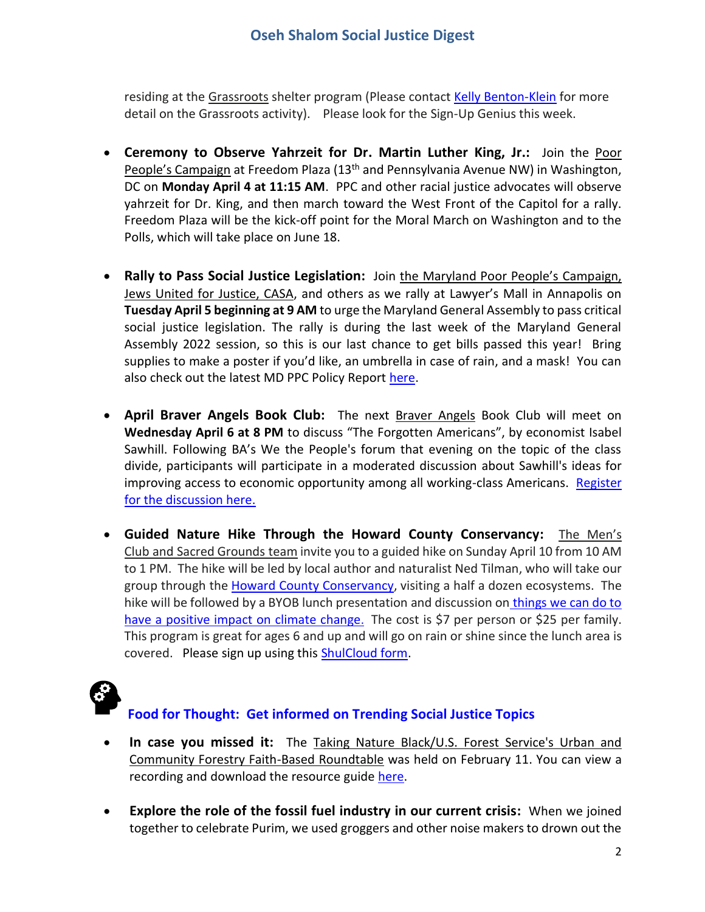residing at the Grassroots shelter program (Please contact Kelly Benton-Klein for more detail on the Grassroots activity). Please look for the Sign-Up Genius this week.

- **Ceremony to Observe Yahrzeit for Dr. Martin Luther King, Jr.:** Join the Poor People's Campaign at Freedom Plaza (13th and Pennsylvania Avenue NW) in Washington, DC on **Monday April 4 at 11:15 AM**. PPC and other racial justice advocates will observe yahrzeit for Dr. King, and then march toward the West Front of the Capitol for a rally. Freedom Plaza will be the kick-off point for the Moral March on Washington and to the Polls, which will take place on June 18.

- **Rally to Pass Social Justice Legislation:** Join the Maryland Poor People's Campaign, Jews United for Justice, CASA, and others as we rally at Lawyer's Mall in Annapolis on **Tuesday April 5 beginning at 9 AM** to urge the Maryland General Assembly to pass critical social justice legislation. The rally is during the last week of the Maryland General Assembly 2022 session, so this is our last chance to get bills passed this year! Bring supplies to make a poster if you'd like, an umbrella in case of rain, and a mask! You can also check out the latest MD PPC Policy Report here.

- **April Braver Angels Book Club:** The next Braver Angels Book Club will meet on **Wednesday April 6 at 8 PM** to discuss "The Forgotten Americans", by economist Isabel Sawhill. Following BA's We the People's forum that evening on the topic of the class divide, participants will participate in a moderated discussion about Sawhill's ideas for improving access to economic opportunity among all working-class Americans. Register for the discussion here.

- **Guided Nature Hike Through the Howard County Conservancy:** The Men's Club and Sacred Grounds team invite you to a guided hike on Sunday April 10 from 10 AM to 1 PM. The hike will be led by local author and naturalist Ned Tilman, who will take our group through the Howard County Conservancy, visiting a half a dozen ecosystems. The hike will be followed by a BYOB lunch presentation and discussion on things we can do to have a positive impact on climate change. The cost is $7 per person or $25 per family. This program is great for ages 6 and up and will go on rain or shine since the lunch area is covered. Please sign up using this ShulCloud form.

## Food for Thought: Get informed on Trending Social Justice Topics

- **In case you missed it:** The Taking Nature Black/U.S. Forest Service's Urban and Community Forestry Faith-Based Roundtable was held on February 11. You can view a recording and download the resource guide here.

- **Explore the role of the fossil fuel industry in our current crisis:** When we joined together to celebrate Purim, we used groggers and other noise makers to drown out the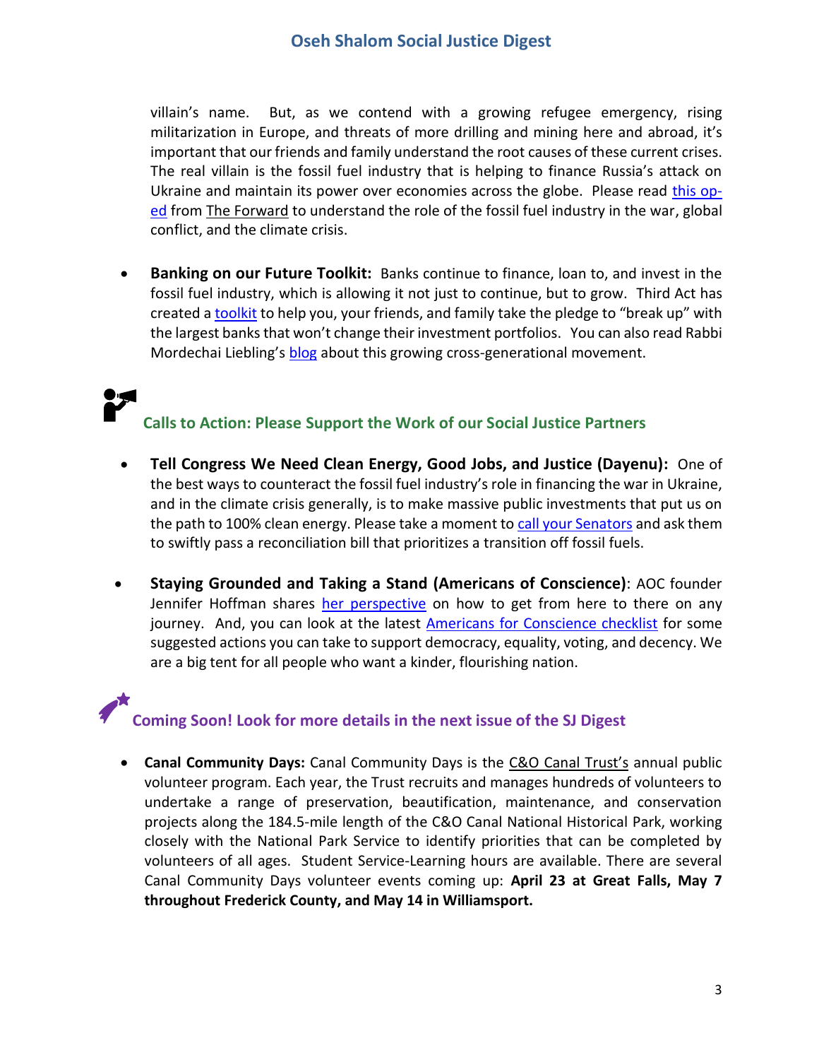villain's name. But, as we contend with a growing refugee emergency, rising militarization in Europe, and threats of more drilling and mining here and abroad, it's important that our friends and family understand the root causes of these current crises. The real villain is the fossil fuel industry that is helping to finance Russia's attack on Ukraine and maintain its power over economies across the globe. Please read this op-ed from The Forward to understand the role of the fossil fuel industry in the war, global conflict, and the climate crisis.

- **Banking on our Future Toolkit:** Banks continue to finance, loan to, and invest in the fossil fuel industry, which is allowing it not just to continue, but to grow. Third Act has created a toolkit to help you, your friends, and family take the pledge to "break up" with the largest banks that won't change their investment portfolios. You can also read Rabbi Mordechai Liebling's blog about this growing cross-generational movement.

## Calls to Action: Please Support the Work of our Social Justice Partners

- **Tell Congress We Need Clean Energy, Good Jobs, and Justice (Dayenu):** One of the best ways to counteract the fossil fuel industry's role in financing the war in Ukraine, and in the climate crisis generally, is to make massive public investments that put us on the path to 100% clean energy. Please take a moment to call your Senators and ask them to swiftly pass a reconciliation bill that prioritizes a transition off fossil fuels.

- **Staying Grounded and Taking a Stand (Americans of Conscience)**: AOC founder Jennifer Hoffman shares her perspective on how to get from here to there on any journey. And, you can look at the latest Americans for Conscience checklist for some suggested actions you can take to support democracy, equality, voting, and decency. We are a big tent for all people who want a kinder, flourishing nation.

## Coming Soon! Look for more details in the next issue of the SJ Digest

- **Canal Community Days:** Canal Community Days is the C&O Canal Trust's annual public volunteer program. Each year, the Trust recruits and manages hundreds of volunteers to undertake a range of preservation, beautification, maintenance, and conservation projects along the 184.5-mile length of the C&O Canal National Historical Park, working closely with the National Park Service to identify priorities that can be completed by volunteers of all ages. Student Service-Learning hours are available. There are several Canal Community Days volunteer events coming up: **April 23 at Great Falls, May 7 throughout Frederick County, and May 14 in Williamsport.**